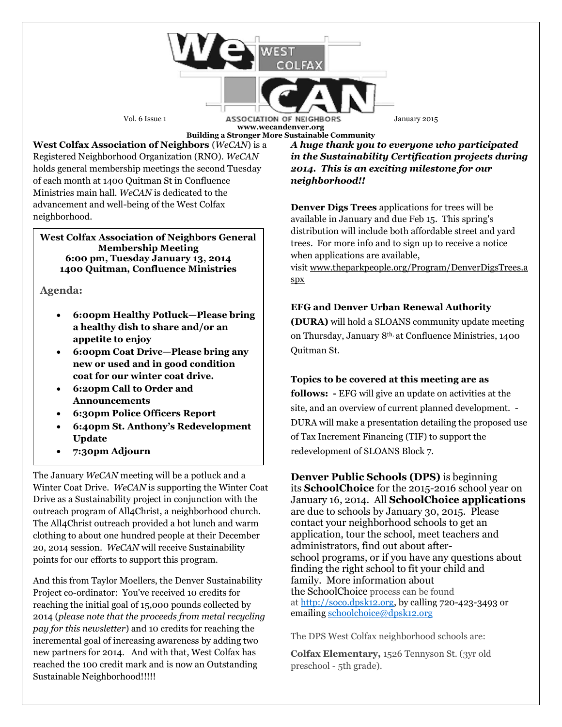# WeCAN West Colfax Association of Neighbors

Vol. 6 Issue 1 — January 2015

www.wecandenver.org

**Building a Stronger More Sustainable Community**

**West Colfax Association of Neighbors** (*WeCAN*) is a Registered Neighborhood Organization (RNO). *WeCAN* holds general membership meetings the second Tuesday of each month at 1400 Quitman St in Confluence Ministries main hall. *WeCAN* is dedicated to the advancement and well-being of the West Colfax neighborhood.

**West Colfax Association of Neighbors General Membership Meeting**
**6:00 pm, Tuesday January 13, 2014**
**1400 Quitman, Confluence Ministries**

**Agenda:**

- **6:00pm Healthy Potluck—Please bring a healthy dish to share and/or an appetite to enjoy**
- **6:00pm Coat Drive—Please bring any new or used and in good condition coat for our winter coat drive.**
- **6:20pm Call to Order and Announcements**
- **6:30pm Police Officers Report**
- **6:40pm St. Anthony's Redevelopment Update**
- **7:30pm Adjourn**

The January *WeCAN* meeting will be a potluck and a Winter Coat Drive. *WeCAN* is supporting the Winter Coat Drive as a Sustainability project in conjunction with the outreach program of All4Christ, a neighborhood church. The All4Christ outreach provided a hot lunch and warm clothing to about one hundred people at their December 20, 2014 session. *WeCAN* will receive Sustainability points for our efforts to support this program.

And this from Taylor Moellers, the Denver Sustainability Project co-ordinator: You've received 10 credits for reaching the initial goal of 15,000 pounds collected by 2014 (*please note that the proceeds from metal recycling pay for this newsletter*) and 10 credits for reaching the incremental goal of increasing awareness by adding two new partners for 2014. And with that, West Colfax has reached the 100 credit mark and is now an Outstanding Sustainable Neighborhood!!!!!

***A huge thank you to everyone who participated in the Sustainability Certification projects during 2014. This is an exciting milestone for our neighborhood!!***

**Denver Digs Trees** applications for trees will be available in January and due Feb 15. This spring's distribution will include both affordable street and yard trees. For more info and to sign up to receive a notice when applications are available, visit www.theparkpeople.org/Program/DenverDigsTrees.aspx

**EFG and Denver Urban Renewal Authority (DURA)** will hold a SLOANS community update meeting on Thursday, January 8th, at Confluence Ministries, 1400 Quitman St.

**Topics to be covered at this meeting are as follows: -** EFG will give an update on activities at the site, and an overview of current planned development. - DURA will make a presentation detailing the proposed use of Tax Increment Financing (TIF) to support the redevelopment of SLOANS Block 7.

**Denver Public Schools (DPS)** is beginning its **SchoolChoice** for the 2015-2016 school year on January 16, 2014. All **SchoolChoice applications** are due to schools by January 30, 2015. Please contact your neighborhood schools to get an application, tour the school, meet teachers and administrators, find out about after-school programs, or if you have any questions about finding the right school to fit your child and family. More information about the SchoolChoice process can be found at http://soco.dpsk12.org, by calling 720-423-3493 or emailing schoolchoice@dpsk12.org

The DPS West Colfax neighborhood schools are:

**Colfax Elementary,** 1526 Tennyson St. (3yr old preschool - 5th grade).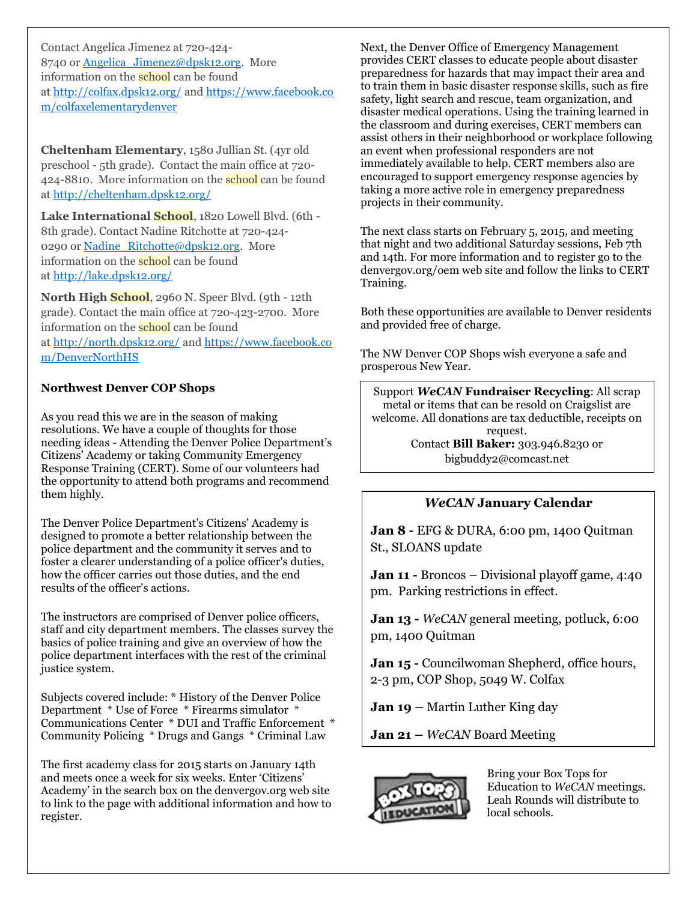Contact Angelica Jimenez at 720-424-8740 or Angelica_Jimenez@dpsk12.org. More information on the school can be found at http://colfax.dpsk12.org/ and https://www.facebook.com/colfaxelementarydenver

**Cheltenham Elementary**, 1580 Jullian St. (4yr old preschool - 5th grade). Contact the main office at 720-424-8810. More information on the school can be found at http://cheltenham.dpsk12.org/

**Lake International School**, 1820 Lowell Blvd. (6th - 8th grade). Contact Nadine Ritchotte at 720-424-0290 or Nadine_Ritchotte@dpsk12.org. More information on the school can be found at http://lake.dpsk12.org/

**North High School**, 2960 N. Speer Blvd. (9th - 12th grade). Contact the main office at 720-423-2700. More information on the school can be found at http://north.dpsk12.org/ and https://www.facebook.com/DenverNorthHS

**Northwest Denver COP Shops**

As you read this we are in the season of making resolutions. We have a couple of thoughts for those needing ideas - Attending the Denver Police Department's Citizens' Academy or taking Community Emergency Response Training (CERT). Some of our volunteers had the opportunity to attend both programs and recommend them highly.

The Denver Police Department's Citizens' Academy is designed to promote a better relationship between the police department and the community it serves and to foster a clearer understanding of a police officer's duties, how the officer carries out those duties, and the end results of the officer's actions.

The instructors are comprised of Denver police officers, staff and city department members. The classes survey the basics of police training and give an overview of how the police department interfaces with the rest of the criminal justice system.

Subjects covered include: * History of the Denver Police Department * Use of Force * Firearms simulator * Communications Center * DUI and Traffic Enforcement * Community Policing * Drugs and Gangs * Criminal Law

The first academy class for 2015 starts on January 14th and meets once a week for six weeks. Enter 'Citizens' Academy' in the search box on the denvergov.org web site to link to the page with additional information and how to register.

Next, the Denver Office of Emergency Management provides CERT classes to educate people about disaster preparedness for hazards that may impact their area and to train them in basic disaster response skills, such as fire safety, light search and rescue, team organization, and disaster medical operations. Using the training learned in the classroom and during exercises, CERT members can assist others in their neighborhood or workplace following an event when professional responders are not immediately available to help. CERT members also are encouraged to support emergency response agencies by taking a more active role in emergency preparedness projects in their community.

The next class starts on February 5, 2015, and meeting that night and two additional Saturday sessions, Feb 7th and 14th. For more information and to register go to the denvergov.org/oem web site and follow the links to CERT Training.

Both these opportunities are available to Denver residents and provided free of charge.

The NW Denver COP Shops wish everyone a safe and prosperous New Year.

Support ***WeCAN* Fundraiser Recycling**: All scrap metal or items that can be resold on Craigslist are welcome. All donations are tax deductible, receipts on request.
Contact **Bill Baker:** 303.946.8230 or bigbuddy2@comcast.net

### *WeCAN* January Calendar

**Jan 8 -** EFG & DURA, 6:00 pm, 1400 Quitman St., SLOANS update

**Jan 11 -** Broncos – Divisional playoff game, 4:40 pm. Parking restrictions in effect.

**Jan 13 -** *WeCAN* general meeting, potluck, 6:00 pm, 1400 Quitman

**Jan 15 -** Councilwoman Shepherd, office hours, 2-3 pm, COP Shop, 5049 W. Colfax

**Jan 19 –** Martin Luther King day

**Jan 21 –** *WeCAN* Board Meeting

Bring your Box Tops for Education to *WeCAN* meetings. Leah Rounds will distribute to local schools.